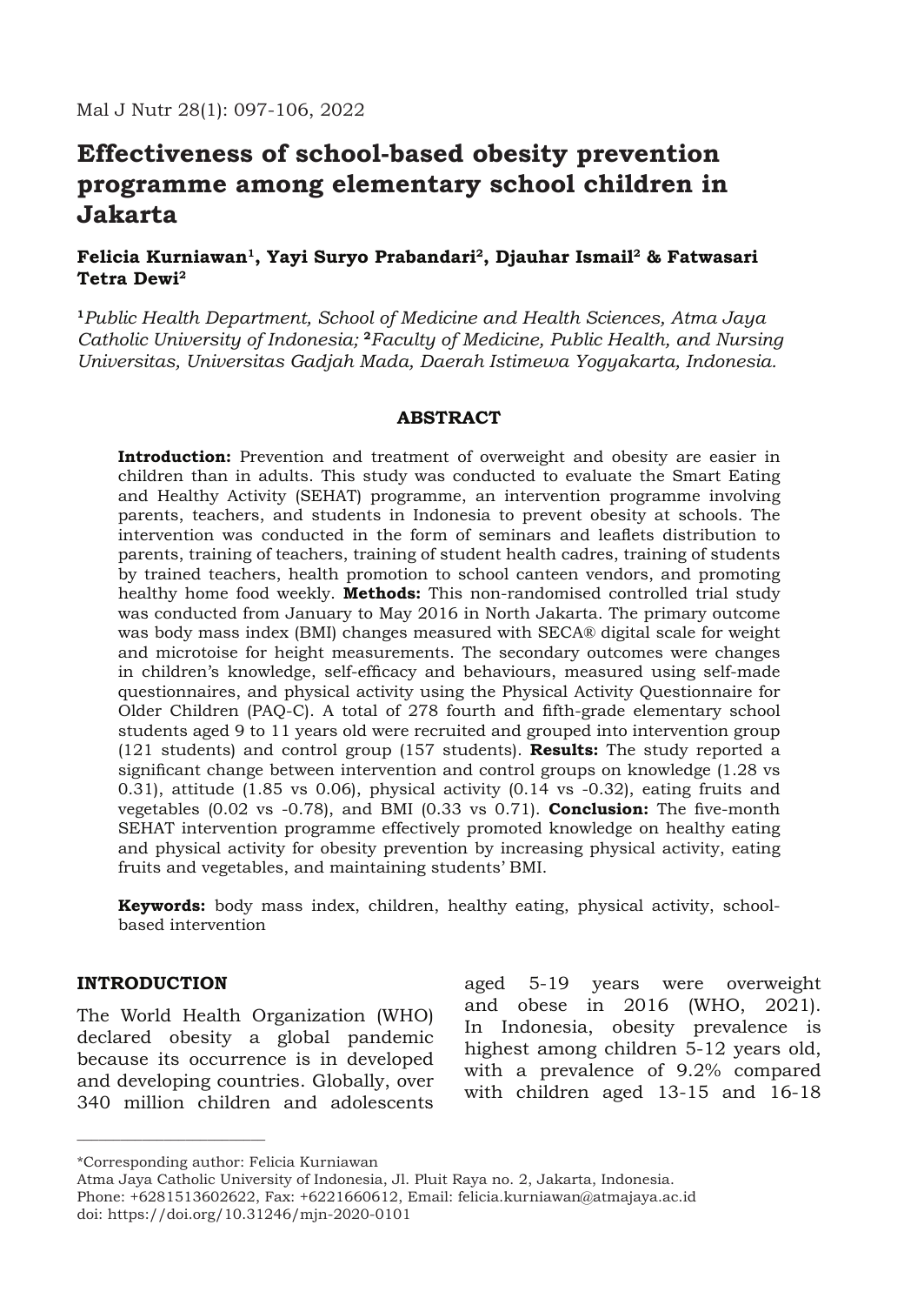# Effectiveness of school-based obesity prevention programme among elementary school children in Jakarta

**Felicia Kurniawan[1], Yayi Suryo Prabandari[2], Djauhar Ismail[2] & Fatwasari Tetra Dewi[2]**

[1]*Public Health Department, School of Medicine and Health Sciences, Atma Jaya Catholic University of Indonesia;* [2]*Faculty of Medicine, Public Health, and Nursing Universitas, Universitas Gadjah Mada, Daerah Istimewa Yogyakarta, Indonesia.*

## ABSTRACT

**Introduction:** Prevention and treatment of overweight and obesity are easier in children than in adults. This study was conducted to evaluate the Smart Eating and Healthy Activity (SEHAT) programme, an intervention programme involving parents, teachers, and students in Indonesia to prevent obesity at schools. The intervention was conducted in the form of seminars and leaflets distribution to parents, training of teachers, training of student health cadres, training of students by trained teachers, health promotion to school canteen vendors, and promoting healthy home food weekly. **Methods:** This non-randomised controlled trial study was conducted from January to May 2016 in North Jakarta. The primary outcome was body mass index (BMI) changes measured with SECA® digital scale for weight and microtoise for height measurements. The secondary outcomes were changes in children's knowledge, self-efficacy and behaviours, measured using self-made questionnaires, and physical activity using the Physical Activity Questionnaire for Older Children (PAQ-C). A total of 278 fourth and fifth-grade elementary school students aged 9 to 11 years old were recruited and grouped into intervention group (121 students) and control group (157 students). **Results:** The study reported a significant change between intervention and control groups on knowledge (1.28 vs 0.31), attitude (1.85 vs 0.06), physical activity (0.14 vs -0.32), eating fruits and vegetables (0.02 vs -0.78), and BMI (0.33 vs 0.71). **Conclusion:** The five-month SEHAT intervention programme effectively promoted knowledge on healthy eating and physical activity for obesity prevention by increasing physical activity, eating fruits and vegetables, and maintaining students' BMI.

**Keywords:** body mass index, children, healthy eating, physical activity, school-based intervention

## INTRODUCTION

The World Health Organization (WHO) declared obesity a global pandemic because its occurrence is in developed and developing countries. Globally, over 340 million children and adolescents aged 5-19 years were overweight and obese in 2016 (WHO, 2021). In Indonesia, obesity prevalence is highest among children 5-12 years old, with a prevalence of 9.2% compared with children aged 13-15 and 16-18

---

*Corresponding author: Felicia Kurniawan
Atma Jaya Catholic University of Indonesia, Jl. Pluit Raya no. 2, Jakarta, Indonesia.
Phone: +6281513602622, Fax: +6221660612, Email: felicia.kurniawan@atmajaya.ac.id
doi: https://doi.org/10.31246/mjn-2020-0101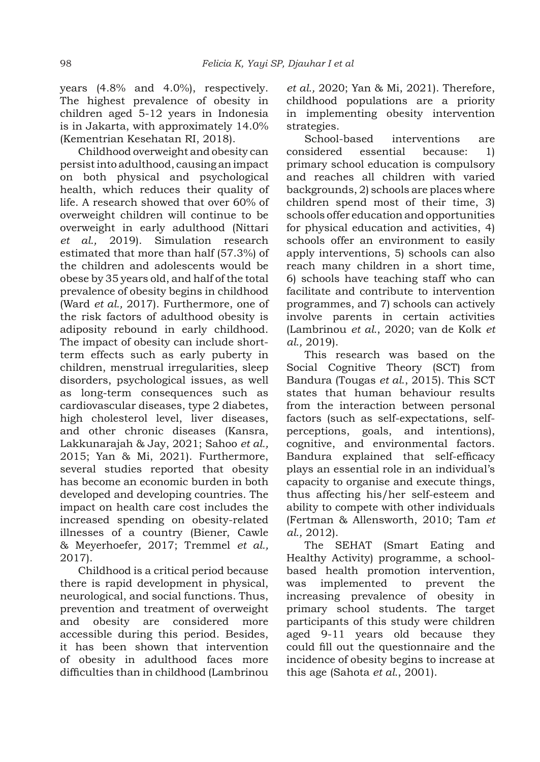years (4.8% and 4.0%), respectively. The highest prevalence of obesity in children aged 5-12 years in Indonesia is in Jakarta, with approximately 14.0% (Kementrian Kesehatan RI, 2018).

Childhood overweight and obesity can persist into adulthood, causing an impact on both physical and psychological health, which reduces their quality of life. A research showed that over 60% of overweight children will continue to be overweight in early adulthood (Nittari *et al.,* 2019). Simulation research estimated that more than half (57.3%) of the children and adolescents would be obese by 35 years old, and half of the total prevalence of obesity begins in childhood (Ward *et al.,* 2017). Furthermore, one of the risk factors of adulthood obesity is adiposity rebound in early childhood. The impact of obesity can include short-term effects such as early puberty in children, menstrual irregularities, sleep disorders, psychological issues, as well as long-term consequences such as cardiovascular diseases, type 2 diabetes, high cholesterol level, liver diseases, and other chronic diseases (Kansra, Lakkunarajah & Jay, 2021; Sahoo *et al.,* 2015; Yan & Mi, 2021). Furthermore, several studies reported that obesity has become an economic burden in both developed and developing countries. The impact on health care cost includes the increased spending on obesity-related illnesses of a country (Biener, Cawle & Meyerhoefer, 2017; Tremmel *et al.,* 2017).

Childhood is a critical period because there is rapid development in physical, neurological, and social functions. Thus, prevention and treatment of overweight and obesity are considered more accessible during this period. Besides, it has been shown that intervention of obesity in adulthood faces more difficulties than in childhood (Lambrinou *et al.,* 2020; Yan & Mi, 2021). Therefore, childhood populations are a priority in implementing obesity intervention strategies.

School-based interventions are considered essential because: 1) primary school education is compulsory and reaches all children with varied backgrounds, 2) schools are places where children spend most of their time, 3) schools offer education and opportunities for physical education and activities, 4) schools offer an environment to easily apply interventions, 5) schools can also reach many children in a short time, 6) schools have teaching staff who can facilitate and contribute to intervention programmes, and 7) schools can actively involve parents in certain activities (Lambrinou *et al.*, 2020; van de Kolk *et al.,* 2019).

This research was based on the Social Cognitive Theory (SCT) from Bandura (Tougas *et al.*, 2015). This SCT states that human behaviour results from the interaction between personal factors (such as self-expectations, self-perceptions, goals, and intentions), cognitive, and environmental factors. Bandura explained that self-efficacy plays an essential role in an individual's capacity to organise and execute things, thus affecting his/her self-esteem and ability to compete with other individuals (Fertman & Allensworth, 2010; Tam *et al.,* 2012).

The SEHAT (Smart Eating and Healthy Activity) programme, a school-based health promotion intervention, was implemented to prevent the increasing prevalence of obesity in primary school students. The target participants of this study were children aged 9-11 years old because they could fill out the questionnaire and the incidence of obesity begins to increase at this age (Sahota *et al.*, 2001).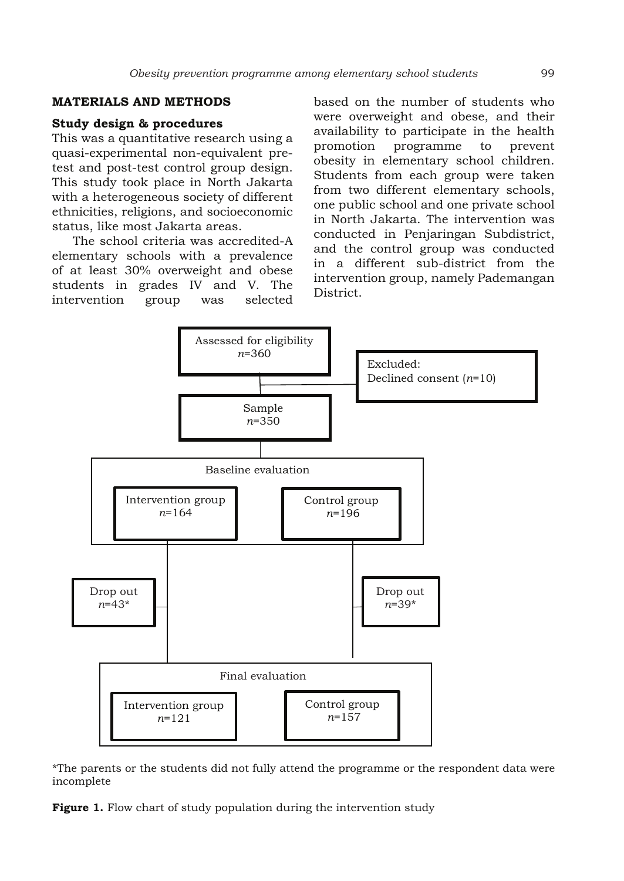## MATERIALS AND METHODS

### Study design & procedures

This was a quantitative research using a quasi-experimental non-equivalent pre-test and post-test control group design. This study took place in North Jakarta with a heterogeneous society of different ethnicities, religions, and socioeconomic status, like most Jakarta areas.

The school criteria was accredited-A elementary schools with a prevalence of at least 30% overweight and obese students in grades IV and V. The intervention group was selected based on the number of students who were overweight and obese, and their availability to participate in the health promotion programme to prevent obesity in elementary school children. Students from each group were taken from two different elementary schools, one public school and one private school in North Jakarta. The intervention was conducted in Penjaringan Subdistrict, and the control group was conducted in a different sub-district from the intervention group, namely Pademangan District.

Assessed for eligibility
*n*=360

Excluded:
Declined consent (*n*=10)

Sample
*n*=350

Baseline evaluation

Intervention group
*n*=164

Control group
*n*=196

Drop out
*n*=43*

Drop out
*n*=39*

Final evaluation

Intervention group
*n*=121

Control group
*n*=157

*The parents or the students did not fully attend the programme or the respondent data were incomplete

**Figure 1.** Flow chart of study population during the intervention study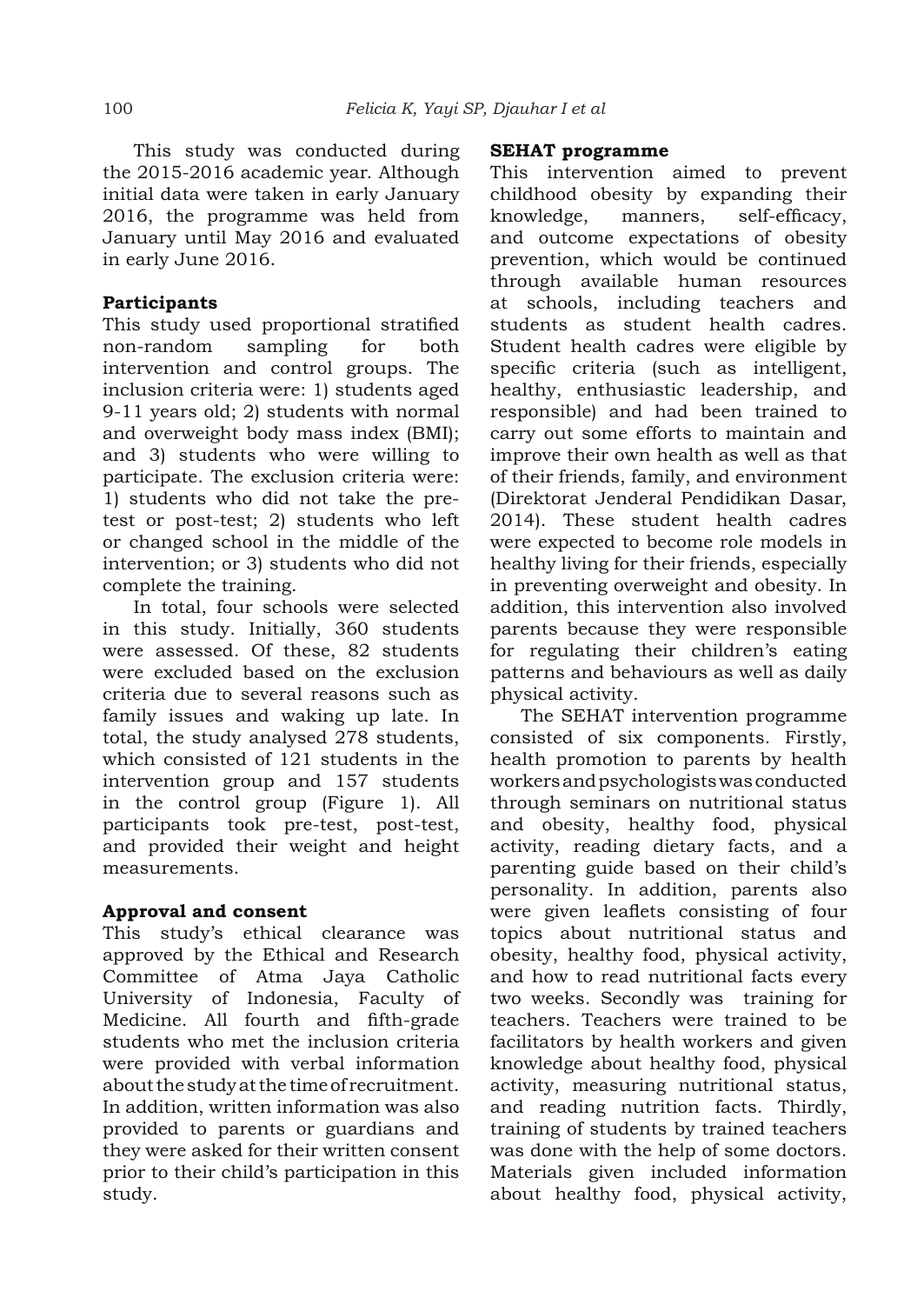This study was conducted during the 2015-2016 academic year. Although initial data were taken in early January 2016, the programme was held from January until May 2016 and evaluated in early June 2016.

**Participants**

This study used proportional stratified non-random sampling for both intervention and control groups. The inclusion criteria were: 1) students aged 9-11 years old; 2) students with normal and overweight body mass index (BMI); and 3) students who were willing to participate. The exclusion criteria were: 1) students who did not take the pre-test or post-test; 2) students who left or changed school in the middle of the intervention; or 3) students who did not complete the training.

In total, four schools were selected in this study. Initially, 360 students were assessed. Of these, 82 students were excluded based on the exclusion criteria due to several reasons such as family issues and waking up late. In total, the study analysed 278 students, which consisted of 121 students in the intervention group and 157 students in the control group (Figure 1). All participants took pre-test, post-test, and provided their weight and height measurements.

**Approval and consent**

This study's ethical clearance was approved by the Ethical and Research Committee of Atma Jaya Catholic University of Indonesia, Faculty of Medicine. All fourth and fifth-grade students who met the inclusion criteria were provided with verbal information about the study at the time of recruitment. In addition, written information was also provided to parents or guardians and they were asked for their written consent prior to their child's participation in this study.

**SEHAT programme**

This intervention aimed to prevent childhood obesity by expanding their knowledge, manners, self-efficacy, and outcome expectations of obesity prevention, which would be continued through available human resources at schools, including teachers and students as student health cadres. Student health cadres were eligible by specific criteria (such as intelligent, healthy, enthusiastic leadership, and responsible) and had been trained to carry out some efforts to maintain and improve their own health as well as that of their friends, family, and environment (Direktorat Jenderal Pendidikan Dasar, 2014). These student health cadres were expected to become role models in healthy living for their friends, especially in preventing overweight and obesity. In addition, this intervention also involved parents because they were responsible for regulating their children's eating patterns and behaviours as well as daily physical activity.

The SEHAT intervention programme consisted of six components. Firstly, health promotion to parents by health workers and psychologists was conducted through seminars on nutritional status and obesity, healthy food, physical activity, reading dietary facts, and a parenting guide based on their child's personality. In addition, parents also were given leaflets consisting of four topics about nutritional status and obesity, healthy food, physical activity, and how to read nutritional facts every two weeks. Secondly was training for teachers. Teachers were trained to be facilitators by health workers and given knowledge about healthy food, physical activity, measuring nutritional status, and reading nutrition facts. Thirdly, training of students by trained teachers was done with the help of some doctors. Materials given included information about healthy food, physical activity,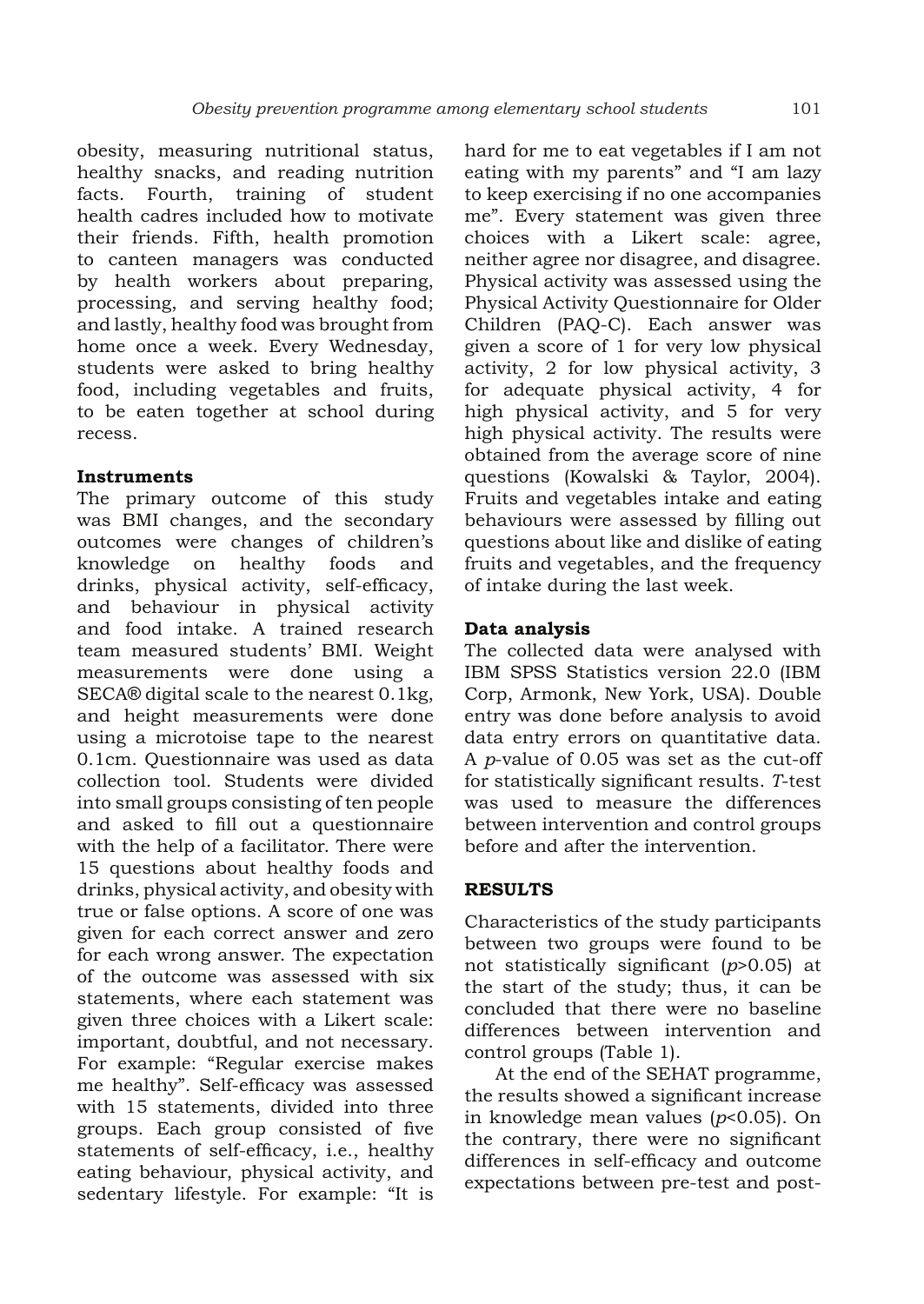obesity, measuring nutritional status, healthy snacks, and reading nutrition facts. Fourth, training of student health cadres included how to motivate their friends. Fifth, health promotion to canteen managers was conducted by health workers about preparing, processing, and serving healthy food; and lastly, healthy food was brought from home once a week. Every Wednesday, students were asked to bring healthy food, including vegetables and fruits, to be eaten together at school during recess.

**Instruments**

The primary outcome of this study was BMI changes, and the secondary outcomes were changes of children's knowledge on healthy foods and drinks, physical activity, self-efficacy, and behaviour in physical activity and food intake. A trained research team measured students' BMI. Weight measurements were done using a SECA® digital scale to the nearest 0.1kg, and height measurements were done using a microtoise tape to the nearest 0.1cm. Questionnaire was used as data collection tool. Students were divided into small groups consisting of ten people and asked to fill out a questionnaire with the help of a facilitator. There were 15 questions about healthy foods and drinks, physical activity, and obesity with true or false options. A score of one was given for each correct answer and zero for each wrong answer. The expectation of the outcome was assessed with six statements, where each statement was given three choices with a Likert scale: important, doubtful, and not necessary. For example: "Regular exercise makes me healthy". Self-efficacy was assessed with 15 statements, divided into three groups. Each group consisted of five statements of self-efficacy, i.e., healthy eating behaviour, physical activity, and sedentary lifestyle. For example: "It is hard for me to eat vegetables if I am not eating with my parents" and "I am lazy to keep exercising if no one accompanies me". Every statement was given three choices with a Likert scale: agree, neither agree nor disagree, and disagree. Physical activity was assessed using the Physical Activity Questionnaire for Older Children (PAQ-C). Each answer was given a score of 1 for very low physical activity, 2 for low physical activity, 3 for adequate physical activity, 4 for high physical activity, and 5 for very high physical activity. The results were obtained from the average score of nine questions (Kowalski & Taylor, 2004). Fruits and vegetables intake and eating behaviours were assessed by filling out questions about like and dislike of eating fruits and vegetables, and the frequency of intake during the last week.

**Data analysis**

The collected data were analysed with IBM SPSS Statistics version 22.0 (IBM Corp, Armonk, New York, USA). Double entry was done before analysis to avoid data entry errors on quantitative data. A *p*-value of 0.05 was set as the cut-off for statistically significant results. *T*-test was used to measure the differences between intervention and control groups before and after the intervention.

## RESULTS

Characteristics of the study participants between two groups were found to be not statistically significant ($p$>0.05) at the start of the study; thus, it can be concluded that there were no baseline differences between intervention and control groups (Table 1).

At the end of the SEHAT programme, the results showed a significant increase in knowledge mean values ($p$<0.05). On the contrary, there were no significant differences in self-efficacy and outcome expectations between pre-test and post-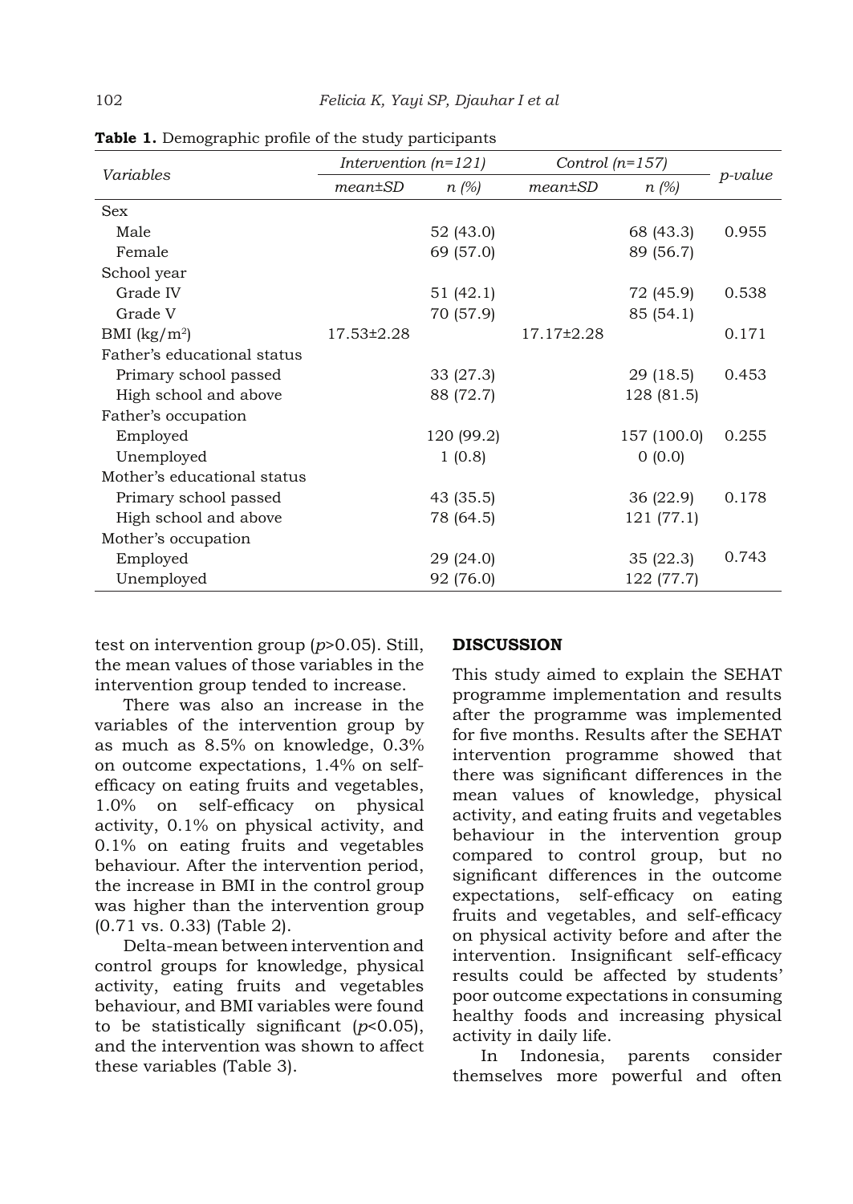**Table 1.** Demographic profile of the study participants

| *Variables* | *Intervention (n=121)* | | *Control (n=157)* | | *p-value* |
|---|---|---|---|---|---|
| | *mean±SD* | *n (%)* | *mean±SD* | *n (%)* | |
| Sex | | | | | |
| Male | | 52 (43.0) | | 68 (43.3) | 0.955 |
| Female | | 69 (57.0) | | 89 (56.7) | |
| School year | | | | | |
| Grade IV | | 51 (42.1) | | 72 (45.9) | 0.538 |
| Grade V | | 70 (57.9) | | 85 (54.1) | |
| BMI ($kg/m^2$) | 17.53±2.28 | | 17.17±2.28 | | 0.171 |
| Father's educational status | | | | | |
| Primary school passed | | 33 (27.3) | | 29 (18.5) | 0.453 |
| High school and above | | 88 (72.7) | | 128 (81.5) | |
| Father's occupation | | | | | |
| Employed | | 120 (99.2) | | 157 (100.0) | 0.255 |
| Unemployed | | 1 (0.8) | | 0 (0.0) | |
| Mother's educational status | | | | | |
| Primary school passed | | 43 (35.5) | | 36 (22.9) | 0.178 |
| High school and above | | 78 (64.5) | | 121 (77.1) | |
| Mother's occupation | | | | | |
| Employed | | 29 (24.0) | | 35 (22.3) | 0.743 |
| Unemployed | | 92 (76.0) | | 122 (77.7) | |

test on intervention group ($p>0.05$). Still, the mean values of those variables in the intervention group tended to increase.

There was also an increase in the variables of the intervention group by as much as 8.5% on knowledge, 0.3% on outcome expectations, 1.4% on self-efficacy on eating fruits and vegetables, 1.0% on self-efficacy on physical activity, 0.1% on physical activity, and 0.1% on eating fruits and vegetables behaviour. After the intervention period, the increase in BMI in the control group was higher than the intervention group (0.71 vs. 0.33) (Table 2).

Delta-mean between intervention and control groups for knowledge, physical activity, eating fruits and vegetables behaviour, and BMI variables were found to be statistically significant ($p<0.05$), and the intervention was shown to affect these variables (Table 3).

## DISCUSSION

This study aimed to explain the SEHAT programme implementation and results after the programme was implemented for five months. Results after the SEHAT intervention programme showed that there was significant differences in the mean values of knowledge, physical activity, and eating fruits and vegetables behaviour in the intervention group compared to control group, but no significant differences in the outcome expectations, self-efficacy on eating fruits and vegetables, and self-efficacy on physical activity before and after the intervention. Insignificant self-efficacy results could be affected by students' poor outcome expectations in consuming healthy foods and increasing physical activity in daily life.

In Indonesia, parents consider themselves more powerful and often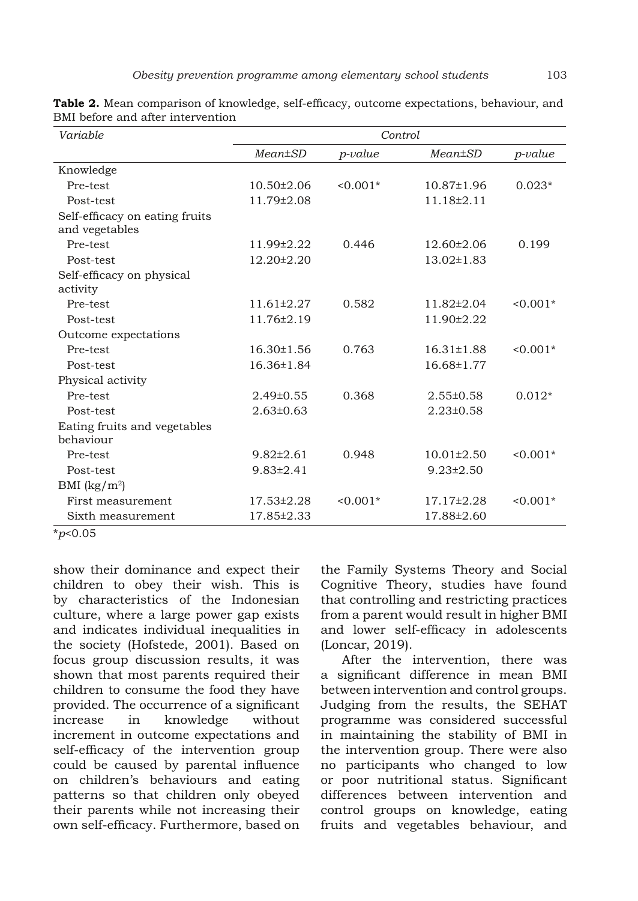**Table 2.** Mean comparison of knowledge, self-efficacy, outcome expectations, behaviour, and BMI before and after intervention

| *Variable* | *Control* | | | |
|---|---|---|---|---|
| | *Mean±SD* | *p-value* | *Mean±SD* | *p-value* |
| Knowledge | | | | |
| Pre-test | 10.50±2.06 | <0.001* | 10.87±1.96 | 0.023* |
| Post-test | 11.79±2.08 | | 11.18±2.11 | |
| Self-efficacy on eating fruits and vegetables | | | | |
| Pre-test | 11.99±2.22 | 0.446 | 12.60±2.06 | 0.199 |
| Post-test | 12.20±2.20 | | 13.02±1.83 | |
| Self-efficacy on physical activity | | | | |
| Pre-test | 11.61±2.27 | 0.582 | 11.82±2.04 | <0.001* |
| Post-test | 11.76±2.19 | | 11.90±2.22 | |
| Outcome expectations | | | | |
| Pre-test | 16.30±1.56 | 0.763 | 16.31±1.88 | <0.001* |
| Post-test | 16.36±1.84 | | 16.68±1.77 | |
| Physical activity | | | | |
| Pre-test | 2.49±0.55 | 0.368 | 2.55±0.58 | 0.012* |
| Post-test | 2.63±0.63 | | 2.23±0.58 | |
| Eating fruits and vegetables behaviour | | | | |
| Pre-test | 9.82±2.61 | 0.948 | 10.01±2.50 | <0.001* |
| Post-test | 9.83±2.41 | | 9.23±2.50 | |
| BMI (kg/m$^2$) | | | | |
| First measurement | 17.53±2.28 | <0.001* | 17.17±2.28 | <0.001* |
| Sixth measurement | 17.85±2.33 | | 17.88±2.60 | |

*$p$<0.05

show their dominance and expect their children to obey their wish. This is by characteristics of the Indonesian culture, where a large power gap exists and indicates individual inequalities in the society (Hofstede, 2001). Based on focus group discussion results, it was shown that most parents required their children to consume the food they have provided. The occurrence of a significant increase in knowledge without increment in outcome expectations and self-efficacy of the intervention group could be caused by parental influence on children's behaviours and eating patterns so that children only obeyed their parents while not increasing their own self-efficacy. Furthermore, based on the Family Systems Theory and Social Cognitive Theory, studies have found that controlling and restricting practices from a parent would result in higher BMI and lower self-efficacy in adolescents (Loncar, 2019).

After the intervention, there was a significant difference in mean BMI between intervention and control groups. Judging from the results, the SEHAT programme was considered successful in maintaining the stability of BMI in the intervention group. There were also no participants who changed to low or poor nutritional status. Significant differences between intervention and control groups on knowledge, eating fruits and vegetables behaviour, and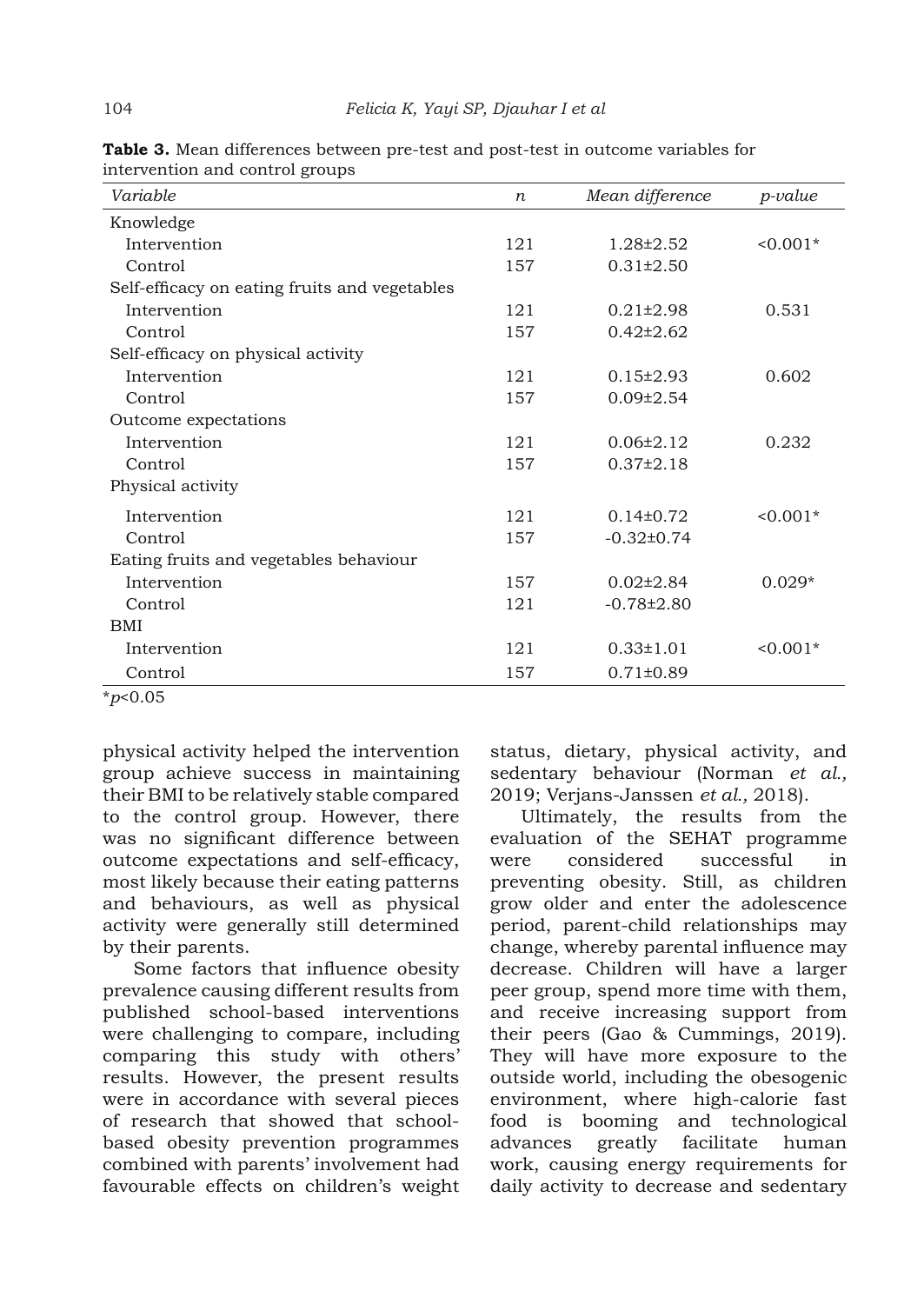**Table 3.** Mean differences between pre-test and post-test in outcome variables for intervention and control groups

| *Variable* | *n* | *Mean difference* | *p-value* |
|---|---|---|---|
| Knowledge | | | |
| Intervention | 121 | 1.28±2.52 | <0.001* |
| Control | 157 | 0.31±2.50 | |
| Self-efficacy on eating fruits and vegetables | | | |
| Intervention | 121 | 0.21±2.98 | 0.531 |
| Control | 157 | 0.42±2.62 | |
| Self-efficacy on physical activity | | | |
| Intervention | 121 | 0.15±2.93 | 0.602 |
| Control | 157 | 0.09±2.54 | |
| Outcome expectations | | | |
| Intervention | 121 | 0.06±2.12 | 0.232 |
| Control | 157 | 0.37±2.18 | |
| Physical activity | | | |
| Intervention | 121 | 0.14±0.72 | <0.001* |
| Control | 157 | -0.32±0.74 | |
| Eating fruits and vegetables behaviour | | | |
| Intervention | 157 | 0.02±2.84 | 0.029* |
| Control | 121 | -0.78±2.80 | |
| BMI | | | |
| Intervention | 121 | 0.33±1.01 | <0.001* |
| Control | 157 | 0.71±0.89 | |

*$p<0.05$

physical activity helped the intervention group achieve success in maintaining their BMI to be relatively stable compared to the control group. However, there was no significant difference between outcome expectations and self-efficacy, most likely because their eating patterns and behaviours, as well as physical activity were generally still determined by their parents.

Some factors that influence obesity prevalence causing different results from published school-based interventions were challenging to compare, including comparing this study with others' results. However, the present results were in accordance with several pieces of research that showed that school-based obesity prevention programmes combined with parents' involvement had favourable effects on children's weight status, dietary, physical activity, and sedentary behaviour (Norman *et al.,* 2019; Verjans-Janssen *et al.,* 2018).

Ultimately, the results from the evaluation of the SEHAT programme were considered successful in preventing obesity. Still, as children grow older and enter the adolescence period, parent-child relationships may change, whereby parental influence may decrease. Children will have a larger peer group, spend more time with them, and receive increasing support from their peers (Gao & Cummings, 2019). They will have more exposure to the outside world, including the obesogenic environment, where high-calorie fast food is booming and technological advances greatly facilitate human work, causing energy requirements for daily activity to decrease and sedentary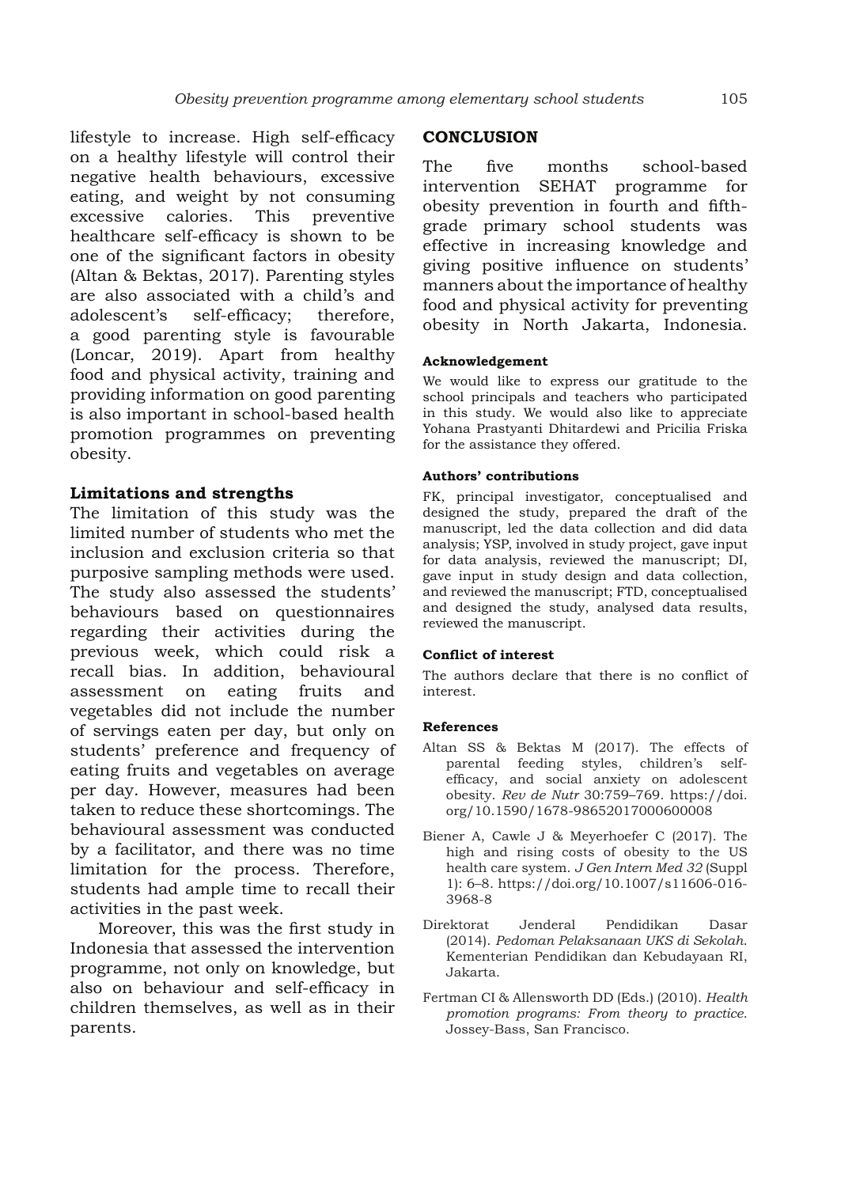lifestyle to increase. High self-efficacy on a healthy lifestyle will control their negative health behaviours, excessive eating, and weight by not consuming excessive calories. This preventive healthcare self-efficacy is shown to be one of the significant factors in obesity (Altan & Bektas, 2017). Parenting styles are also associated with a child's and adolescent's self-efficacy; therefore, a good parenting style is favourable (Loncar, 2019). Apart from healthy food and physical activity, training and providing information on good parenting is also important in school-based health promotion programmes on preventing obesity.

### Limitations and strengths

The limitation of this study was the limited number of students who met the inclusion and exclusion criteria so that purposive sampling methods were used. The study also assessed the students' behaviours based on questionnaires regarding their activities during the previous week, which could risk a recall bias. In addition, behavioural assessment on eating fruits and vegetables did not include the number of servings eaten per day, but only on students' preference and frequency of eating fruits and vegetables on average per day. However, measures had been taken to reduce these shortcomings. The behavioural assessment was conducted by a facilitator, and there was no time limitation for the process. Therefore, students had ample time to recall their activities in the past week.

Moreover, this was the first study in Indonesia that assessed the intervention programme, not only on knowledge, but also on behaviour and self-efficacy in children themselves, as well as in their parents.

## CONCLUSION

The five months school-based intervention SEHAT programme for obesity prevention in fourth and fifth-grade primary school students was effective in increasing knowledge and giving positive influence on students' manners about the importance of healthy food and physical activity for preventing obesity in North Jakarta, Indonesia.

#### Acknowledgement

We would like to express our gratitude to the school principals and teachers who participated in this study. We would also like to appreciate Yohana Prastyanti Dhitardewi and Pricilia Friska for the assistance they offered.

#### Authors' contributions

FK, principal investigator, conceptualised and designed the study, prepared the draft of the manuscript, led the data collection and did data analysis; YSP, involved in study project, gave input for data analysis, reviewed the manuscript; DI, gave input in study design and data collection, and reviewed the manuscript; FTD, conceptualised and designed the study, analysed data results, reviewed the manuscript.

#### Conflict of interest

The authors declare that there is no conflict of interest.

#### References

Altan SS & Bektas M (2017). The effects of parental feeding styles, children's self-efficacy, and social anxiety on adolescent obesity. *Rev de Nutr* 30:759–769. https://doi.org/10.1590/1678-98652017000600008

Biener A, Cawle J & Meyerhoefer C (2017). The high and rising costs of obesity to the US health care system. *J Gen Intern Med 32* (Suppl 1): 6–8. https://doi.org/10.1007/s11606-016-3968-8

Direktorat Jenderal Pendidikan Dasar (2014). *Pedoman Pelaksanaan UKS di Sekolah*. Kementerian Pendidikan dan Kebudayaan RI, Jakarta.

Fertman CI & Allensworth DD (Eds.) (2010). *Health promotion programs: From theory to practice*. Jossey-Bass, San Francisco.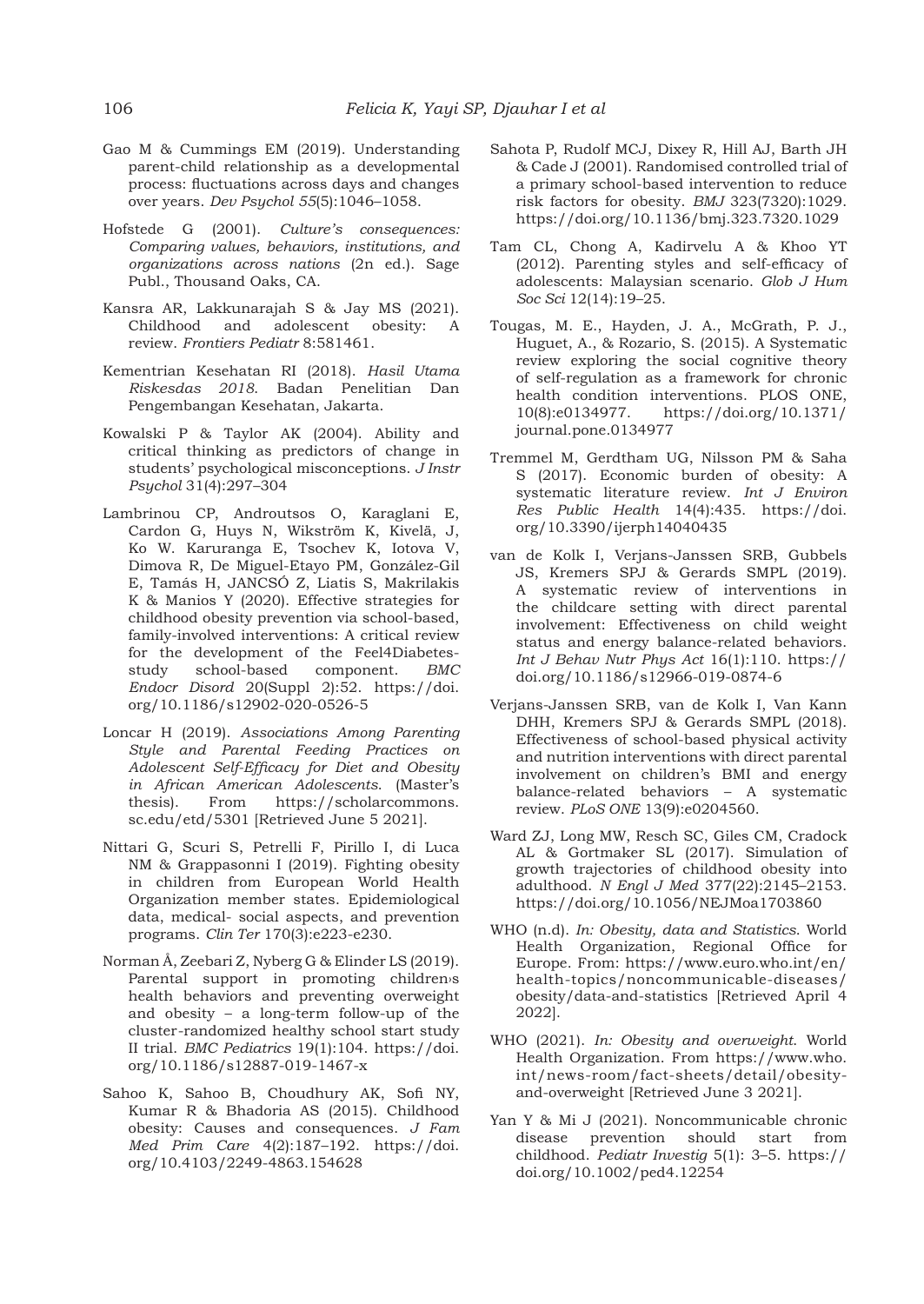Gao M & Cummings EM (2019). Understanding parent-child relationship as a developmental process: fluctuations across days and changes over years. *Dev Psychol 55*(5):1046–1058.

Hofstede G (2001). *Culture's consequences: Comparing values, behaviors, institutions, and organizations across nations* (2n ed.). Sage Publ., Thousand Oaks, CA.

Kansra AR, Lakkunarajah S & Jay MS (2021). Childhood and adolescent obesity: A review. *Frontiers Pediatr* 8:581461.

Kementrian Kesehatan RI (2018). *Hasil Utama Riskesdas 2018.* Badan Penelitian Dan Pengembangan Kesehatan, Jakarta.

Kowalski P & Taylor AK (2004). Ability and critical thinking as predictors of change in students' psychological misconceptions. *J Instr Psychol* 31(4):297–304

Lambrinou CP, Androutsos O, Karaglani E, Cardon G, Huys N, Wikström K, Kivelä, J, Ko W. Karuranga E, Tsochev K, Iotova V, Dimova R, De Miguel-Etayo PM, González-Gil E, Tamás H, JANCSÓ Z, Liatis S, Makrilakis K & Manios Y (2020). Effective strategies for childhood obesity prevention via school-based, family-involved interventions: A critical review for the development of the Feel4Diabetes-study school-based component. *BMC Endocr Disord* 20(Suppl 2):52. https://doi.org/10.1186/s12902-020-0526-5

Loncar H (2019). *Associations Among Parenting Style and Parental Feeding Practices on Adolescent Self-Efficacy for Diet and Obesity in African American Adolescents.* (Master's thesis). From https://scholarcommons.sc.edu/etd/5301 [Retrieved June 5 2021].

Nittari G, Scuri S, Petrelli F, Pirillo I, di Luca NM & Grappasonni I (2019). Fighting obesity in children from European World Health Organization member states. Epidemiological data, medical- social aspects, and prevention programs. *Clin Ter* 170(3):e223-e230.

Norman Å, Zeebari Z, Nyberg G & Elinder LS (2019). Parental support in promoting children›s health behaviors and preventing overweight and obesity – a long-term follow-up of the cluster-randomized healthy school start study II trial. *BMC Pediatrics* 19(1):104. https://doi.org/10.1186/s12887-019-1467-x

Sahoo K, Sahoo B, Choudhury AK, Sofi NY, Kumar R & Bhadoria AS (2015). Childhood obesity: Causes and consequences. *J Fam Med Prim Care* 4(2):187–192. https://doi.org/10.4103/2249-4863.154628

Sahota P, Rudolf MCJ, Dixey R, Hill AJ, Barth JH & Cade J (2001). Randomised controlled trial of a primary school-based intervention to reduce risk factors for obesity. *BMJ* 323(7320):1029. https://doi.org/10.1136/bmj.323.7320.1029

Tam CL, Chong A, Kadirvelu A & Khoo YT (2012). Parenting styles and self-efficacy of adolescents: Malaysian scenario. *Glob J Hum Soc Sci* 12(14):19–25.

Tougas, M. E., Hayden, J. A., McGrath, P. J., Huguet, A., & Rozario, S. (2015). A Systematic review exploring the social cognitive theory of self-regulation as a framework for chronic health condition interventions. PLOS ONE, 10(8):e0134977. https://doi.org/10.1371/journal.pone.0134977

Tremmel M, Gerdtham UG, Nilsson PM & Saha S (2017). Economic burden of obesity: A systematic literature review. *Int J Environ Res Public Health* 14(4):435. https://doi.org/10.3390/ijerph14040435

van de Kolk I, Verjans-Janssen SRB, Gubbels JS, Kremers SPJ & Gerards SMPL (2019). A systematic review of interventions in the childcare setting with direct parental involvement: Effectiveness on child weight status and energy balance-related behaviors. *Int J Behav Nutr Phys Act* 16(1):110. https://doi.org/10.1186/s12966-019-0874-6

Verjans-Janssen SRB, van de Kolk I, Van Kann DHH, Kremers SPJ & Gerards SMPL (2018). Effectiveness of school-based physical activity and nutrition interventions with direct parental involvement on children's BMI and energy balance-related behaviors – A systematic review. *PLoS ONE* 13(9):e0204560.

Ward ZJ, Long MW, Resch SC, Giles CM, Cradock AL & Gortmaker SL (2017). Simulation of growth trajectories of childhood obesity into adulthood. *N Engl J Med* 377(22):2145–2153. https://doi.org/10.1056/NEJMoa1703860

WHO (n.d). *In: Obesity, data and Statistics*. World Health Organization, Regional Office for Europe. From: https://www.euro.who.int/en/health-topics/noncommunicable-diseases/obesity/data-and-statistics [Retrieved April 4 2022].

WHO (2021). *In: Obesity and overweight*. World Health Organization. From https://www.who.int/news-room/fact-sheets/detail/obesity-and-overweight [Retrieved June 3 2021].

Yan Y & Mi J (2021). Noncommunicable chronic disease prevention should start from childhood. *Pediatr Investig* 5(1): 3–5. https://doi.org/10.1002/ped4.12254